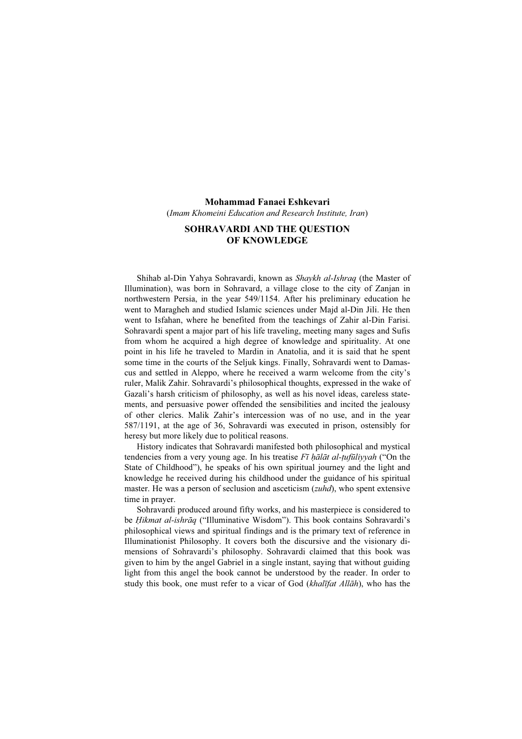**Mohammad Fanaei Eshkevari**
(*Imam Khomeini Education and Research Institute, Iran*)

# SOHRAVARDI AND THE QUESTION OF KNOWLEDGE

Shihab al-Din Yahya Sohravardi, known as *Shaykh al-Ishraq* (the Master of Illumination), was born in Sohravard, a village close to the city of Zanjan in northwestern Persia, in the year 549/1154. After his preliminary education he went to Maragheh and studied Islamic sciences under Majd al-Din Jili. He then went to Isfahan, where he benefited from the teachings of Zahir al-Din Farisi. Sohravardi spent a major part of his life traveling, meeting many sages and Sufis from whom he acquired a high degree of knowledge and spirituality. At one point in his life he traveled to Mardin in Anatolia, and it is said that he spent some time in the courts of the Seljuk kings. Finally, Sohravardi went to Damascus and settled in Aleppo, where he received a warm welcome from the city's ruler, Malik Zahir. Sohravardi's philosophical thoughts, expressed in the wake of Gazali's harsh criticism of philosophy, as well as his novel ideas, careless statements, and persuasive power offended the sensibilities and incited the jealousy of other clerics. Malik Zahir's intercession was of no use, and in the year 587/1191, at the age of 36, Sohravardi was executed in prison, ostensibly for heresy but more likely due to political reasons.

History indicates that Sohravardi manifested both philosophical and mystical tendencies from a very young age. In his treatise *Fī ḥālāt al-ṭufūliyyah* ("On the State of Childhood"), he speaks of his own spiritual journey and the light and knowledge he received during his childhood under the guidance of his spiritual master. He was a person of seclusion and asceticism (*zuhd*), who spent extensive time in prayer.

Sohravardi produced around fifty works, and his masterpiece is considered to be *Ḥikmat al-ishrāq* ("Illuminative Wisdom"). This book contains Sohravardi's philosophical views and spiritual findings and is the primary text of reference in Illuminationist Philosophy. It covers both the discursive and the visionary dimensions of Sohravardi's philosophy. Sohravardi claimed that this book was given to him by the angel Gabriel in a single instant, saying that without guiding light from this angel the book cannot be understood by the reader. In order to study this book, one must refer to a vicar of God (*khalīfat Allāh*), who has the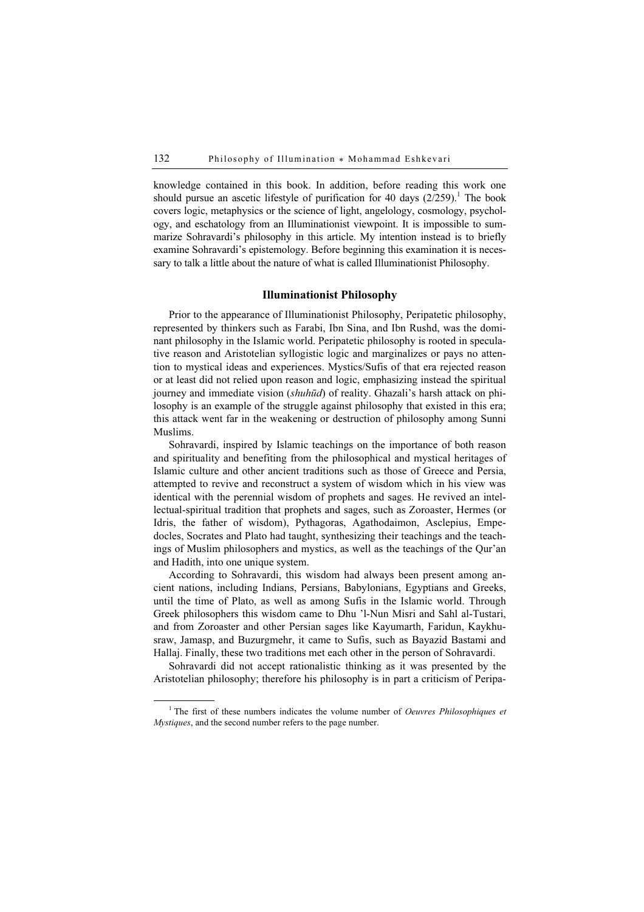knowledge contained in this book. In addition, before reading this work one should pursue an ascetic lifestyle of purification for 40 days (2/259).[1] The book covers logic, metaphysics or the science of light, angelology, cosmology, psychology, and eschatology from an Illuminationist viewpoint. It is impossible to summarize Sohravardi's philosophy in this article. My intention instead is to briefly examine Sohravardi's epistemology. Before beginning this examination it is necessary to talk a little about the nature of what is called Illuminationist Philosophy.

## Illuminationist Philosophy

Prior to the appearance of Illuminationist Philosophy, Peripatetic philosophy, represented by thinkers such as Farabi, Ibn Sina, and Ibn Rushd, was the dominant philosophy in the Islamic world. Peripatetic philosophy is rooted in speculative reason and Aristotelian syllogistic logic and marginalizes or pays no attention to mystical ideas and experiences. Mystics/Sufis of that era rejected reason or at least did not relied upon reason and logic, emphasizing instead the spiritual journey and immediate vision (*shuhūd*) of reality. Ghazali's harsh attack on philosophy is an example of the struggle against philosophy that existed in this era; this attack went far in the weakening or destruction of philosophy among Sunni Muslims.

Sohravardi, inspired by Islamic teachings on the importance of both reason and spirituality and benefiting from the philosophical and mystical heritages of Islamic culture and other ancient traditions such as those of Greece and Persia, attempted to revive and reconstruct a system of wisdom which in his view was identical with the perennial wisdom of prophets and sages. He revived an intellectual-spiritual tradition that prophets and sages, such as Zoroaster, Hermes (or Idris, the father of wisdom), Pythagoras, Agathodaimon, Asclepius, Empedocles, Socrates and Plato had taught, synthesizing their teachings and the teachings of Muslim philosophers and mystics, as well as the teachings of the Qur'an and Hadith, into one unique system.

According to Sohravardi, this wisdom had always been present among ancient nations, including Indians, Persians, Babylonians, Egyptians and Greeks, until the time of Plato, as well as among Sufis in the Islamic world. Through Greek philosophers this wisdom came to Dhu 'l-Nun Misri and Sahl al-Tustari, and from Zoroaster and other Persian sages like Kayumarth, Faridun, Kaykhusraw, Jamasp, and Buzurgmehr, it came to Sufis, such as Bayazid Bastami and Hallaj. Finally, these two traditions met each other in the person of Sohravardi.

Sohravardi did not accept rationalistic thinking as it was presented by the Aristotelian philosophy; therefore his philosophy is in part a criticism of Peripa-

---

[1] The first of these numbers indicates the volume number of *Oeuvres Philosophiques et Mystiques*, and the second number refers to the page number.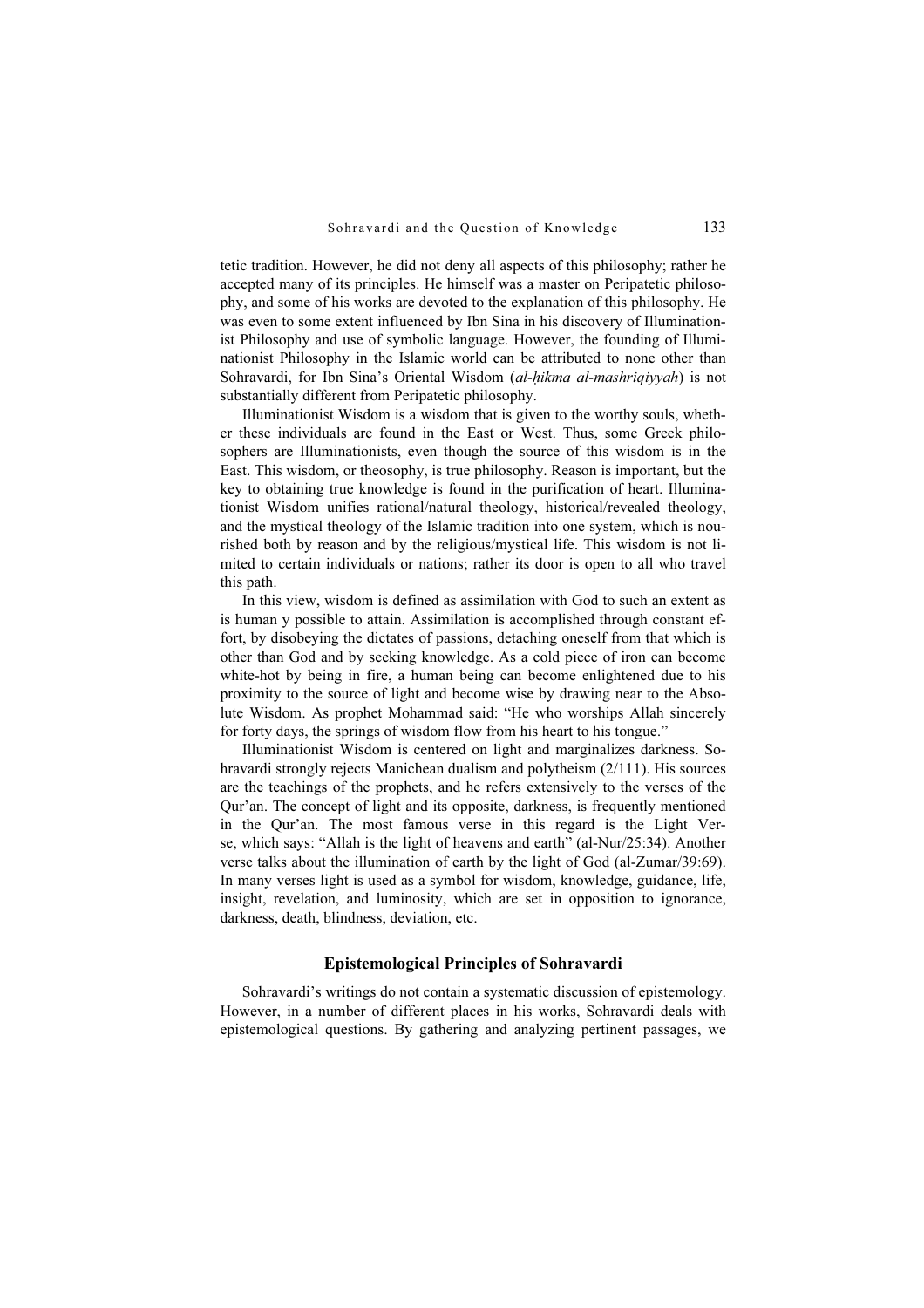tetic tradition. However, he did not deny all aspects of this philosophy; rather he accepted many of its principles. He himself was a master on Peripatetic philosophy, and some of his works are devoted to the explanation of this philosophy. He was even to some extent influenced by Ibn Sina in his discovery of Illuminationist Philosophy and use of symbolic language. However, the founding of Illuminationist Philosophy in the Islamic world can be attributed to none other than Sohravardi, for Ibn Sina's Oriental Wisdom (*al-ḥikma al-mashriqiyyah*) is not substantially different from Peripatetic philosophy.

Illuminationist Wisdom is a wisdom that is given to the worthy souls, whether these individuals are found in the East or West. Thus, some Greek philosophers are Illuminationists, even though the source of this wisdom is in the East. This wisdom, or theosophy, is true philosophy. Reason is important, but the key to obtaining true knowledge is found in the purification of heart. Illuminationist Wisdom unifies rational/natural theology, historical/revealed theology, and the mystical theology of the Islamic tradition into one system, which is nourished both by reason and by the religious/mystical life. This wisdom is not limited to certain individuals or nations; rather its door is open to all who travel this path.

In this view, wisdom is defined as assimilation with God to such an extent as is human y possible to attain. Assimilation is accomplished through constant effort, by disobeying the dictates of passions, detaching oneself from that which is other than God and by seeking knowledge. As a cold piece of iron can become white-hot by being in fire, a human being can become enlightened due to his proximity to the source of light and become wise by drawing near to the Absolute Wisdom. As prophet Mohammad said: "He who worships Allah sincerely for forty days, the springs of wisdom flow from his heart to his tongue."

Illuminationist Wisdom is centered on light and marginalizes darkness. Sohravardi strongly rejects Manichean dualism and polytheism (2/111). His sources are the teachings of the prophets, and he refers extensively to the verses of the Qur'an. The concept of light and its opposite, darkness, is frequently mentioned in the Qur'an. The most famous verse in this regard is the Light Verse, which says: "Allah is the light of heavens and earth" (al-Nur/25:34). Another verse talks about the illumination of earth by the light of God (al-Zumar/39:69). In many verses light is used as a symbol for wisdom, knowledge, guidance, life, insight, revelation, and luminosity, which are set in opposition to ignorance, darkness, death, blindness, deviation, etc.

## Epistemological Principles of Sohravardi

Sohravardi's writings do not contain a systematic discussion of epistemology. However, in a number of different places in his works, Sohravardi deals with epistemological questions. By gathering and analyzing pertinent passages, we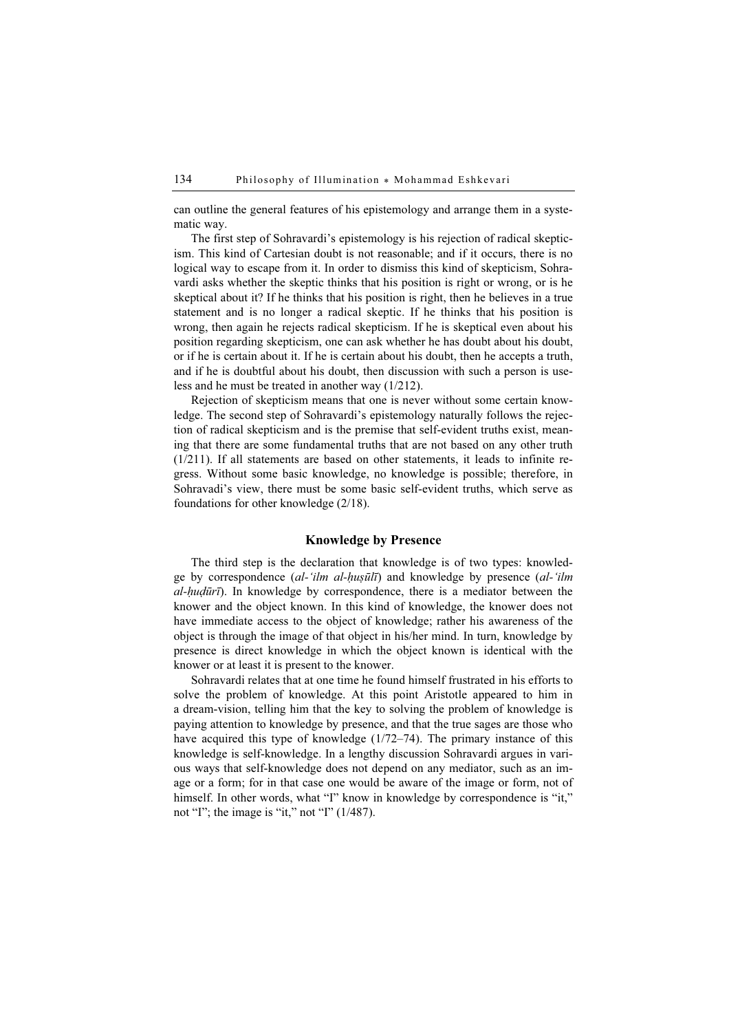can outline the general features of his epistemology and arrange them in a systematic way.

The first step of Sohravardi's epistemology is his rejection of radical skepticism. This kind of Cartesian doubt is not reasonable; and if it occurs, there is no logical way to escape from it. In order to dismiss this kind of skepticism, Sohravardi asks whether the skeptic thinks that his position is right or wrong, or is he skeptical about it? If he thinks that his position is right, then he believes in a true statement and is no longer a radical skeptic. If he thinks that his position is wrong, then again he rejects radical skepticism. If he is skeptical even about his position regarding skepticism, one can ask whether he has doubt about his doubt, or if he is certain about it. If he is certain about his doubt, then he accepts a truth, and if he is doubtful about his doubt, then discussion with such a person is useless and he must be treated in another way (1/212).

Rejection of skepticism means that one is never without some certain knowledge. The second step of Sohravardi's epistemology naturally follows the rejection of radical skepticism and is the premise that self-evident truths exist, meaning that there are some fundamental truths that are not based on any other truth (1/211). If all statements are based on other statements, it leads to infinite regress. Without some basic knowledge, no knowledge is possible; therefore, in Sohravadi's view, there must be some basic self-evident truths, which serve as foundations for other knowledge (2/18).

## Knowledge by Presence

The third step is the declaration that knowledge is of two types: knowledge by correspondence (*al-'ilm al-ḥuṣūlī*) and knowledge by presence (*al-'ilm al-ḥuḍūrī*). In knowledge by correspondence, there is a mediator between the knower and the object known. In this kind of knowledge, the knower does not have immediate access to the object of knowledge; rather his awareness of the object is through the image of that object in his/her mind. In turn, knowledge by presence is direct knowledge in which the object known is identical with the knower or at least it is present to the knower.

Sohravardi relates that at one time he found himself frustrated in his efforts to solve the problem of knowledge. At this point Aristotle appeared to him in a dream-vision, telling him that the key to solving the problem of knowledge is paying attention to knowledge by presence, and that the true sages are those who have acquired this type of knowledge (1/72–74). The primary instance of this knowledge is self-knowledge. In a lengthy discussion Sohravardi argues in various ways that self-knowledge does not depend on any mediator, such as an image or a form; for in that case one would be aware of the image or form, not of himself. In other words, what "I" know in knowledge by correspondence is "it," not "I"; the image is "it," not "I" (1/487).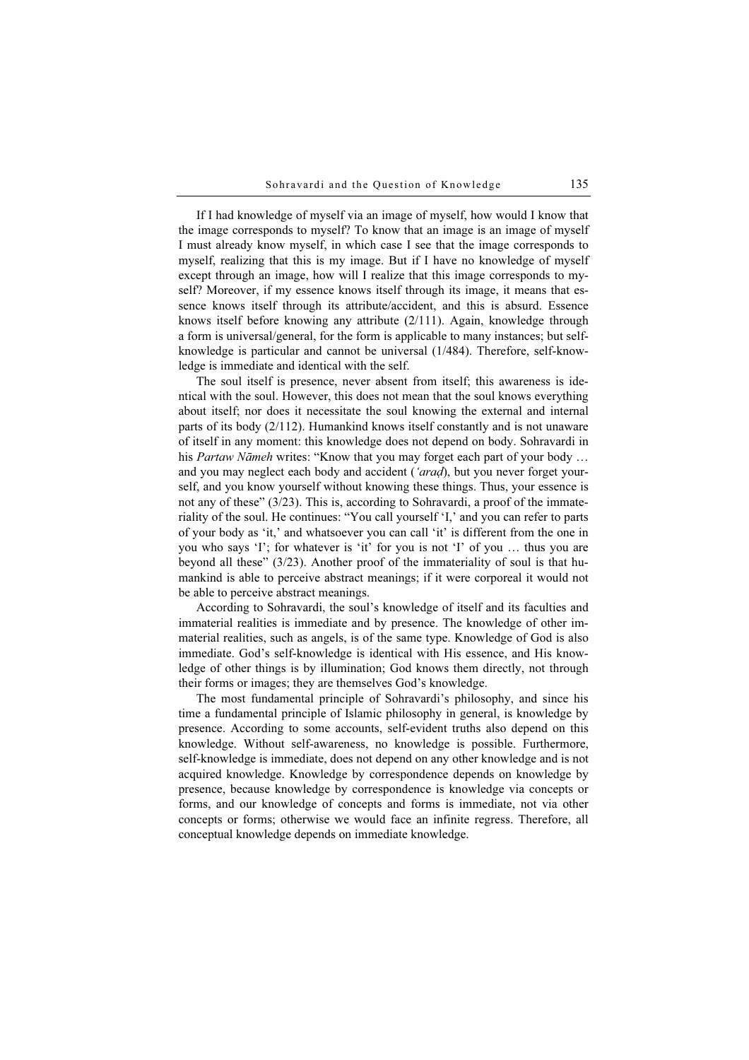If I had knowledge of myself via an image of myself, how would I know that the image corresponds to myself? To know that an image is an image of myself I must already know myself, in which case I see that the image corresponds to myself, realizing that this is my image. But if I have no knowledge of myself except through an image, how will I realize that this image corresponds to myself? Moreover, if my essence knows itself through its image, it means that essence knows itself through its attribute/accident, and this is absurd. Essence knows itself before knowing any attribute (2/111). Again, knowledge through a form is universal/general, for the form is applicable to many instances; but self-knowledge is particular and cannot be universal (1/484). Therefore, self-knowledge is immediate and identical with the self.

The soul itself is presence, never absent from itself; this awareness is identical with the soul. However, this does not mean that the soul knows everything about itself; nor does it necessitate the soul knowing the external and internal parts of its body (2/112). Humankind knows itself constantly and is not unaware of itself in any moment: this knowledge does not depend on body. Sohravardi in his *Partaw Nāmeh* writes: "Know that you may forget each part of your body … and you may neglect each body and accident (*'araḍ*), but you never forget yourself, and you know yourself without knowing these things. Thus, your essence is not any of these" (3/23). This is, according to Sohravardi, a proof of the immateriality of the soul. He continues: "You call yourself 'I,' and you can refer to parts of your body as 'it,' and whatsoever you can call 'it' is different from the one in you who says 'I'; for whatever is 'it' for you is not 'I' of you … thus you are beyond all these" (3/23). Another proof of the immateriality of soul is that humankind is able to perceive abstract meanings; if it were corporeal it would not be able to perceive abstract meanings.

According to Sohravardi, the soul's knowledge of itself and its faculties and immaterial realities is immediate and by presence. The knowledge of other immaterial realities, such as angels, is of the same type. Knowledge of God is also immediate. God's self-knowledge is identical with His essence, and His knowledge of other things is by illumination; God knows them directly, not through their forms or images; they are themselves God's knowledge.

The most fundamental principle of Sohravardi's philosophy, and since his time a fundamental principle of Islamic philosophy in general, is knowledge by presence. According to some accounts, self-evident truths also depend on this knowledge. Without self-awareness, no knowledge is possible. Furthermore, self-knowledge is immediate, does not depend on any other knowledge and is not acquired knowledge. Knowledge by correspondence depends on knowledge by presence, because knowledge by correspondence is knowledge via concepts or forms, and our knowledge of concepts and forms is immediate, not via other concepts or forms; otherwise we would face an infinite regress. Therefore, all conceptual knowledge depends on immediate knowledge.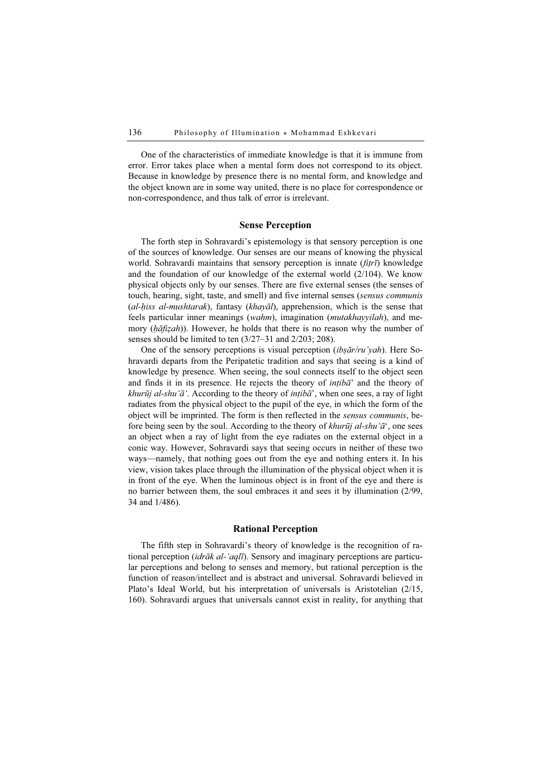One of the characteristics of immediate knowledge is that it is immune from error. Error takes place when a mental form does not correspond to its object. Because in knowledge by presence there is no mental form, and knowledge and the object known are in some way united, there is no place for correspondence or non-correspondence, and thus talk of error is irrelevant.

### Sense Perception

The forth step in Sohravardi's epistemology is that sensory perception is one of the sources of knowledge. Our senses are our means of knowing the physical world. Sohravardi maintains that sensory perception is innate (*fiṭrī*) knowledge and the foundation of our knowledge of the external world (2/104). We know physical objects only by our senses. There are five external senses (the senses of touch, hearing, sight, taste, and smell) and five internal senses (*sensus communis* (*al-ḥiss al-mushtarak*), fantasy (*khayāl*), apprehension, which is the sense that feels particular inner meanings (*wahm*), imagination (*mutakhayyilah*), and memory (*ḥāfiẓah*)). However, he holds that there is no reason why the number of senses should be limited to ten (3/27–31 and 2/203; 208).

One of the sensory perceptions is visual perception (*ibṣār/ru'yah*). Here Sohravardi departs from the Peripatetic tradition and says that seeing is a kind of knowledge by presence. When seeing, the soul connects itself to the object seen and finds it in its presence. He rejects the theory of *inṭibā*' and the theory of *khurūj al-shu'ā'*. According to the theory of *inṭibā*', when one sees, a ray of light radiates from the physical object to the pupil of the eye, in which the form of the object will be imprinted. The form is then reflected in the *sensus communis*, before being seen by the soul. According to the theory of *khurūj al-shu'ā*', one sees an object when a ray of light from the eye radiates on the external object in a conic way. However, Sohravardi says that seeing occurs in neither of these two ways—namely, that nothing goes out from the eye and nothing enters it. In his view, vision takes place through the illumination of the physical object when it is in front of the eye. When the luminous object is in front of the eye and there is no barrier between them, the soul embraces it and sees it by illumination (2/99, 34 and 1/486).

### Rational Perception

The fifth step in Sohravardi's theory of knowledge is the recognition of rational perception (*idrāk al-'aqlī*). Sensory and imaginary perceptions are particular perceptions and belong to senses and memory, but rational perception is the function of reason/intellect and is abstract and universal. Sohravardi believed in Plato's Ideal World, but his interpretation of universals is Aristotelian (2/15, 160). Sohravardi argues that universals cannot exist in reality, for anything that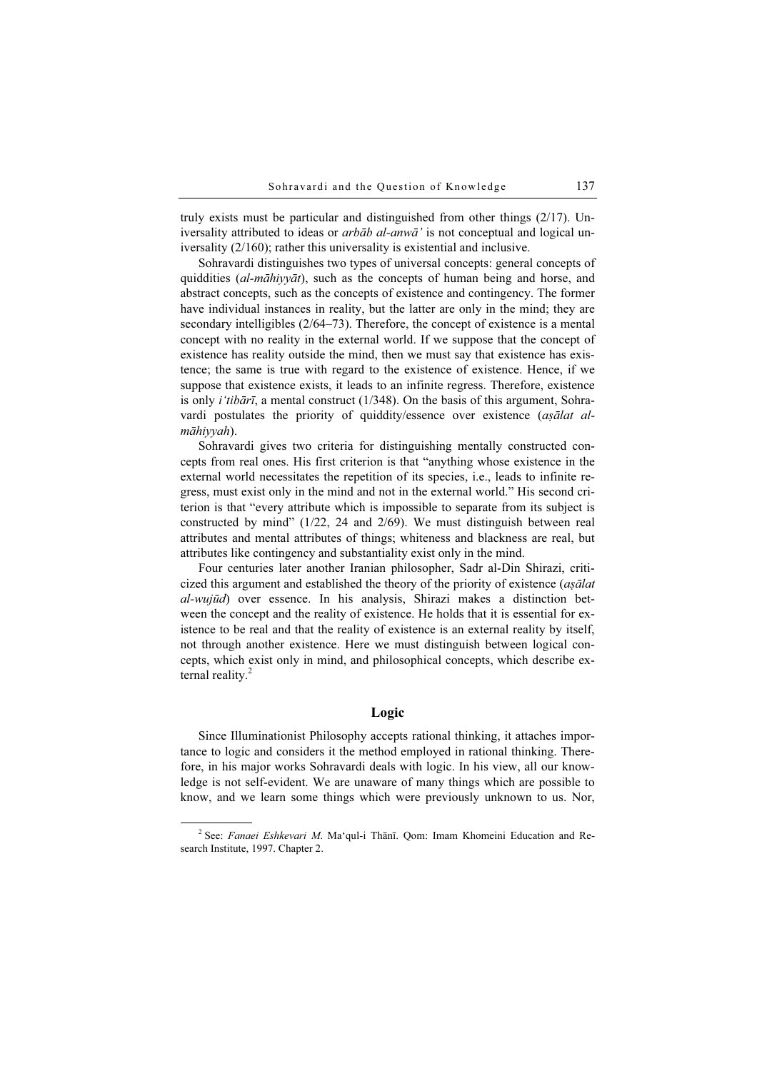truly exists must be particular and distinguished from other things (2/17). Universality attributed to ideas or *arbāb al-anwā'* is not conceptual and logical universality (2/160); rather this universality is existential and inclusive.

Sohravardi distinguishes two types of universal concepts: general concepts of quiddities (*al-māhiyyāt*), such as the concepts of human being and horse, and abstract concepts, such as the concepts of existence and contingency. The former have individual instances in reality, but the latter are only in the mind; they are secondary intelligibles (2/64–73). Therefore, the concept of existence is a mental concept with no reality in the external world. If we suppose that the concept of existence has reality outside the mind, then we must say that existence has existence; the same is true with regard to the existence of existence. Hence, if we suppose that existence exists, it leads to an infinite regress. Therefore, existence is only *i'tibārī*, a mental construct (1/348). On the basis of this argument, Sohravardi postulates the priority of quiddity/essence over existence (*aṣālat al-māhiyyah*).

Sohravardi gives two criteria for distinguishing mentally constructed concepts from real ones. His first criterion is that "anything whose existence in the external world necessitates the repetition of its species, i.e., leads to infinite regress, must exist only in the mind and not in the external world." His second criterion is that "every attribute which is impossible to separate from its subject is constructed by mind" (1/22, 24 and 2/69). We must distinguish between real attributes and mental attributes of things; whiteness and blackness are real, but attributes like contingency and substantiality exist only in the mind.

Four centuries later another Iranian philosopher, Sadr al-Din Shirazi, criticized this argument and established the theory of the priority of existence (*aṣālat al-wujūd*) over essence. In his analysis, Shirazi makes a distinction between the concept and the reality of existence. He holds that it is essential for existence to be real and that the reality of existence is an external reality by itself, not through another existence. Here we must distinguish between logical concepts, which exist only in mind, and philosophical concepts, which describe external reality.[2]

## Logic

Since Illuminationist Philosophy accepts rational thinking, it attaches importance to logic and considers it the method employed in rational thinking. Therefore, in his major works Sohravardi deals with logic. In his view, all our knowledge is not self-evident. We are unaware of many things which are possible to know, and we learn some things which were previously unknown to us. Nor,

---

[2] See: *Fanaei Eshkevari M.* Ma'qul-i Thānī. Qom: Imam Khomeini Education and Research Institute, 1997. Chapter 2.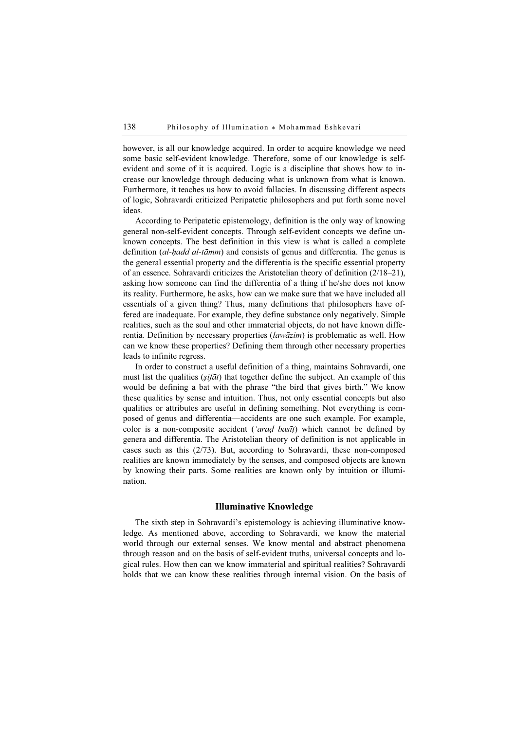however, is all our knowledge acquired. In order to acquire knowledge we need some basic self-evident knowledge. Therefore, some of our knowledge is self-evident and some of it is acquired. Logic is a discipline that shows how to increase our knowledge through deducing what is unknown from what is known. Furthermore, it teaches us how to avoid fallacies. In discussing different aspects of logic, Sohravardi criticized Peripatetic philosophers and put forth some novel ideas.

According to Peripatetic epistemology, definition is the only way of knowing general non-self-evident concepts. Through self-evident concepts we define unknown concepts. The best definition in this view is what is called a complete definition (*al-ḥadd al-tāmm*) and consists of genus and differentia. The genus is the general essential property and the differentia is the specific essential property of an essence. Sohravardi criticizes the Aristotelian theory of definition (2/18–21), asking how someone can find the differentia of a thing if he/she does not know its reality. Furthermore, he asks, how can we make sure that we have included all essentials of a given thing? Thus, many definitions that philosophers have offered are inadequate. For example, they define substance only negatively. Simple realities, such as the soul and other immaterial objects, do not have known differentia. Definition by necessary properties (*lawāzim*) is problematic as well. How can we know these properties? Defining them through other necessary properties leads to infinite regress.

In order to construct a useful definition of a thing, maintains Sohravardi, one must list the qualities (*ṣifāt*) that together define the subject. An example of this would be defining a bat with the phrase "the bird that gives birth." We know these qualities by sense and intuition. Thus, not only essential concepts but also qualities or attributes are useful in defining something. Not everything is composed of genus and differentia—accidents are one such example. For example, color is a non-composite accident (*'araḍ basīṭ*) which cannot be defined by genera and differentia. The Aristotelian theory of definition is not applicable in cases such as this (2/73). But, according to Sohravardi, these non-composed realities are known immediately by the senses, and composed objects are known by knowing their parts. Some realities are known only by intuition or illumination.

### Illuminative Knowledge

The sixth step in Sohravardi's epistemology is achieving illuminative knowledge. As mentioned above, according to Sohravardi, we know the material world through our external senses. We know mental and abstract phenomena through reason and on the basis of self-evident truths, universal concepts and logical rules. How then can we know immaterial and spiritual realities? Sohravardi holds that we can know these realities through internal vision. On the basis of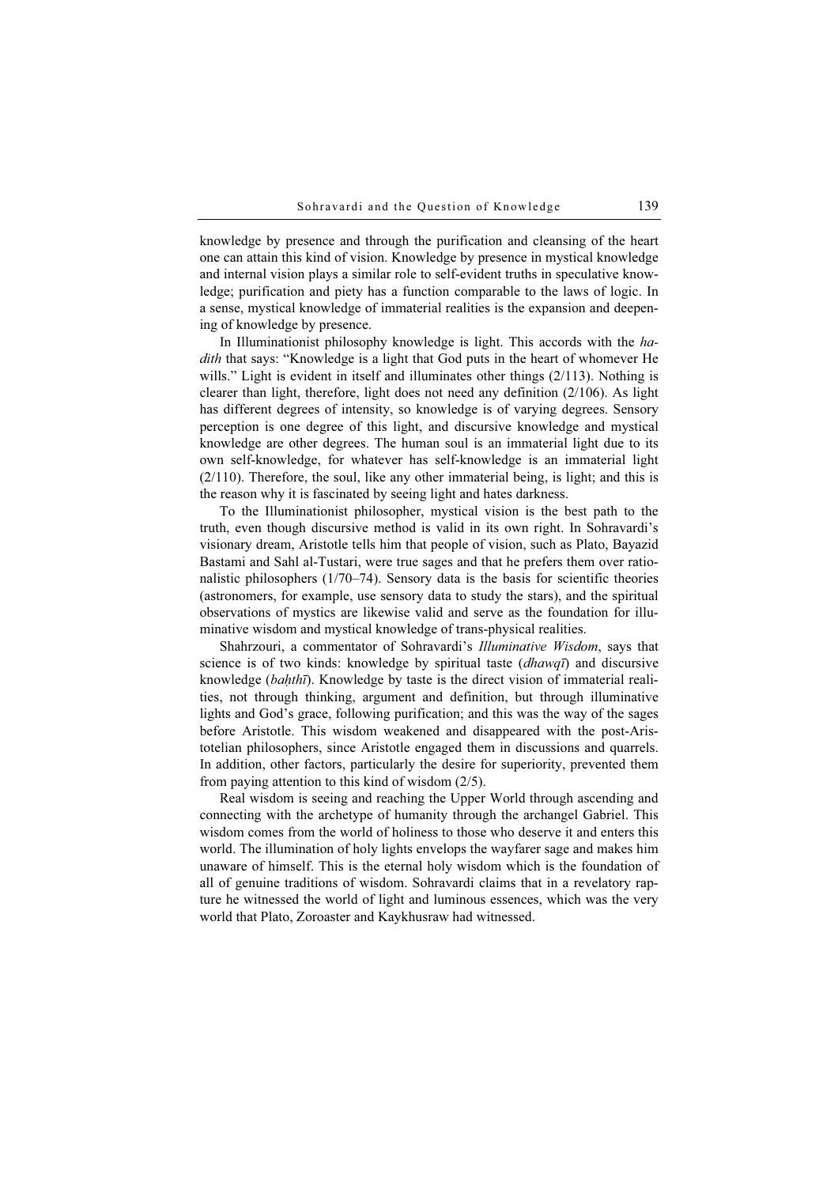knowledge by presence and through the purification and cleansing of the heart one can attain this kind of vision. Knowledge by presence in mystical knowledge and internal vision plays a similar role to self-evident truths in speculative knowledge; purification and piety has a function comparable to the laws of logic. In a sense, mystical knowledge of immaterial realities is the expansion and deepening of knowledge by presence.

In Illuminationist philosophy knowledge is light. This accords with the *hadith* that says: "Knowledge is a light that God puts in the heart of whomever He wills." Light is evident in itself and illuminates other things (2/113). Nothing is clearer than light, therefore, light does not need any definition (2/106). As light has different degrees of intensity, so knowledge is of varying degrees. Sensory perception is one degree of this light, and discursive knowledge and mystical knowledge are other degrees. The human soul is an immaterial light due to its own self-knowledge, for whatever has self-knowledge is an immaterial light (2/110). Therefore, the soul, like any other immaterial being, is light; and this is the reason why it is fascinated by seeing light and hates darkness.

To the Illuminationist philosopher, mystical vision is the best path to the truth, even though discursive method is valid in its own right. In Sohravardi's visionary dream, Aristotle tells him that people of vision, such as Plato, Bayazid Bastami and Sahl al-Tustari, were true sages and that he prefers them over rationalistic philosophers (1/70–74). Sensory data is the basis for scientific theories (astronomers, for example, use sensory data to study the stars), and the spiritual observations of mystics are likewise valid and serve as the foundation for illuminative wisdom and mystical knowledge of trans-physical realities.

Shahrzouri, a commentator of Sohravardi's *Illuminative Wisdom*, says that science is of two kinds: knowledge by spiritual taste (*dhawqī*) and discursive knowledge (*baḥthī*). Knowledge by taste is the direct vision of immaterial realities, not through thinking, argument and definition, but through illuminative lights and God's grace, following purification; and this was the way of the sages before Aristotle. This wisdom weakened and disappeared with the post-Aristotelian philosophers, since Aristotle engaged them in discussions and quarrels. In addition, other factors, particularly the desire for superiority, prevented them from paying attention to this kind of wisdom (2/5).

Real wisdom is seeing and reaching the Upper World through ascending and connecting with the archetype of humanity through the archangel Gabriel. This wisdom comes from the world of holiness to those who deserve it and enters this world. The illumination of holy lights envelops the wayfarer sage and makes him unaware of himself. This is the eternal holy wisdom which is the foundation of all of genuine traditions of wisdom. Sohravardi claims that in a revelatory rapture he witnessed the world of light and luminous essences, which was the very world that Plato, Zoroaster and Kaykhusraw had witnessed.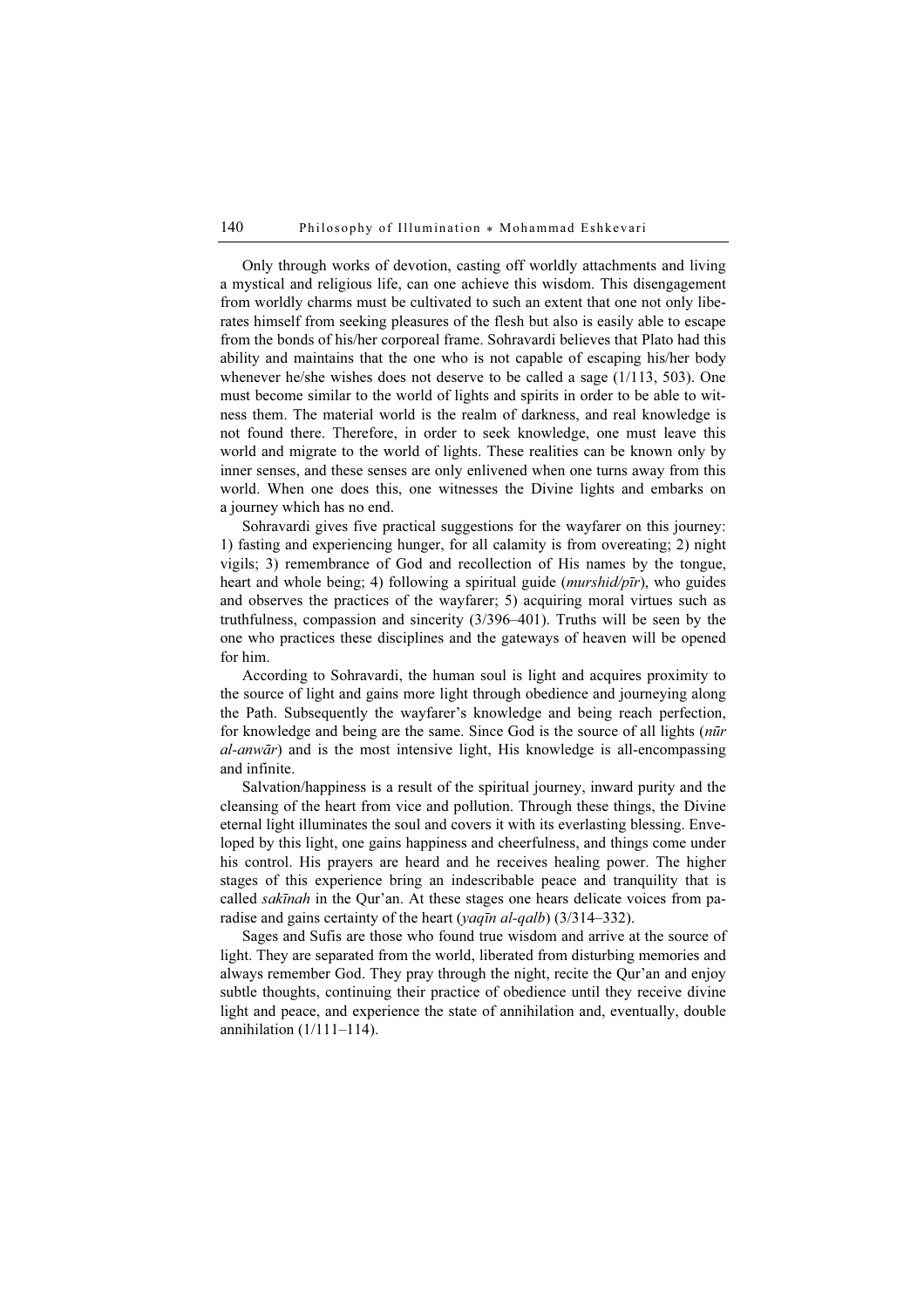Only through works of devotion, casting off worldly attachments and living a mystical and religious life, can one achieve this wisdom. This disengagement from worldly charms must be cultivated to such an extent that one not only liberates himself from seeking pleasures of the flesh but also is easily able to escape from the bonds of his/her corporeal frame. Sohravardi believes that Plato had this ability and maintains that the one who is not capable of escaping his/her body whenever he/she wishes does not deserve to be called a sage (1/113, 503). One must become similar to the world of lights and spirits in order to be able to witness them. The material world is the realm of darkness, and real knowledge is not found there. Therefore, in order to seek knowledge, one must leave this world and migrate to the world of lights. These realities can be known only by inner senses, and these senses are only enlivened when one turns away from this world. When one does this, one witnesses the Divine lights and embarks on a journey which has no end.

Sohravardi gives five practical suggestions for the wayfarer on this journey: 1) fasting and experiencing hunger, for all calamity is from overeating; 2) night vigils; 3) remembrance of God and recollection of His names by the tongue, heart and whole being; 4) following a spiritual guide (*murshid/pīr*), who guides and observes the practices of the wayfarer; 5) acquiring moral virtues such as truthfulness, compassion and sincerity (3/396–401). Truths will be seen by the one who practices these disciplines and the gateways of heaven will be opened for him.

According to Sohravardi, the human soul is light and acquires proximity to the source of light and gains more light through obedience and journeying along the Path. Subsequently the wayfarer's knowledge and being reach perfection, for knowledge and being are the same. Since God is the source of all lights (*nūr al-anwār*) and is the most intensive light, His knowledge is all-encompassing and infinite.

Salvation/happiness is a result of the spiritual journey, inward purity and the cleansing of the heart from vice and pollution. Through these things, the Divine eternal light illuminates the soul and covers it with its everlasting blessing. Enveloped by this light, one gains happiness and cheerfulness, and things come under his control. His prayers are heard and he receives healing power. The higher stages of this experience bring an indescribable peace and tranquility that is called *sakīnah* in the Qur'an. At these stages one hears delicate voices from paradise and gains certainty of the heart (*yaqīn al-qalb*) (3/314–332).

Sages and Sufis are those who found true wisdom and arrive at the source of light. They are separated from the world, liberated from disturbing memories and always remember God. They pray through the night, recite the Qur'an and enjoy subtle thoughts, continuing their practice of obedience until they receive divine light and peace, and experience the state of annihilation and, eventually, double annihilation (1/111–114).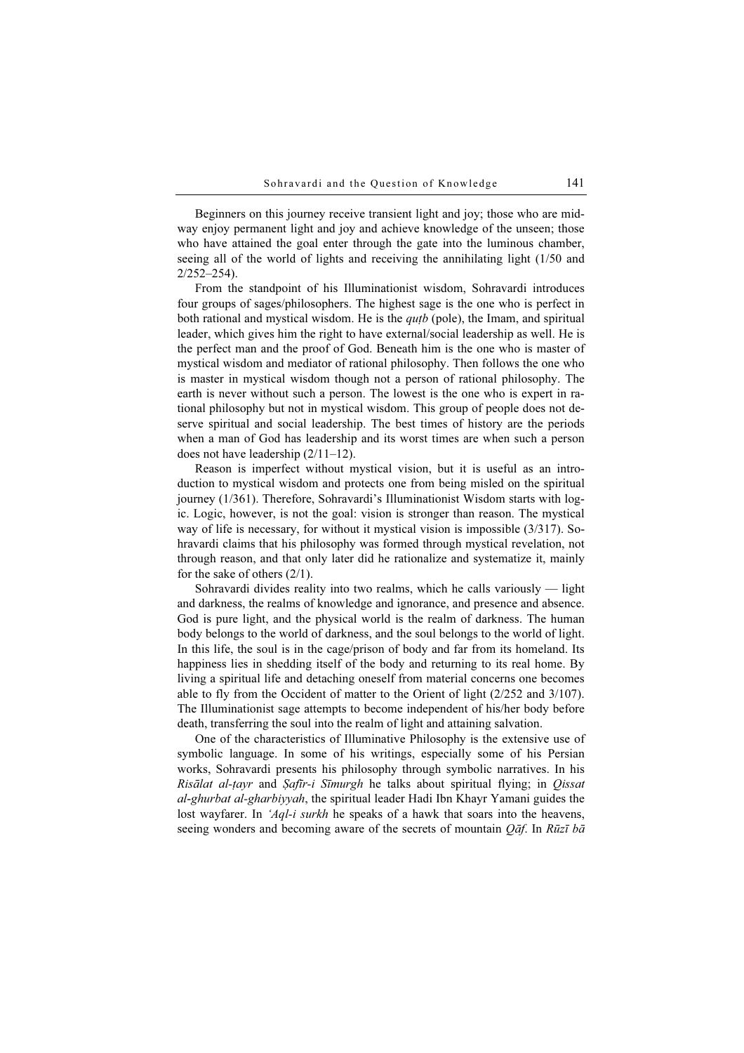Beginners on this journey receive transient light and joy; those who are midway enjoy permanent light and joy and achieve knowledge of the unseen; those who have attained the goal enter through the gate into the luminous chamber, seeing all of the world of lights and receiving the annihilating light (1/50 and 2/252–254).

From the standpoint of his Illuminationist wisdom, Sohravardi introduces four groups of sages/philosophers. The highest sage is the one who is perfect in both rational and mystical wisdom. He is the *quṭb* (pole), the Imam, and spiritual leader, which gives him the right to have external/social leadership as well. He is the perfect man and the proof of God. Beneath him is the one who is master of mystical wisdom and mediator of rational philosophy. Then follows the one who is master in mystical wisdom though not a person of rational philosophy. The earth is never without such a person. The lowest is the one who is expert in rational philosophy but not in mystical wisdom. This group of people does not deserve spiritual and social leadership. The best times of history are the periods when a man of God has leadership and its worst times are when such a person does not have leadership (2/11–12).

Reason is imperfect without mystical vision, but it is useful as an introduction to mystical wisdom and protects one from being misled on the spiritual journey (1/361). Therefore, Sohravardi's Illuminationist Wisdom starts with logic. Logic, however, is not the goal: vision is stronger than reason. The mystical way of life is necessary, for without it mystical vision is impossible (3/317). Sohravardi claims that his philosophy was formed through mystical revelation, not through reason, and that only later did he rationalize and systematize it, mainly for the sake of others (2/1).

Sohravardi divides reality into two realms, which he calls variously — light and darkness, the realms of knowledge and ignorance, and presence and absence. God is pure light, and the physical world is the realm of darkness. The human body belongs to the world of darkness, and the soul belongs to the world of light. In this life, the soul is in the cage/prison of body and far from its homeland. Its happiness lies in shedding itself of the body and returning to its real home. By living a spiritual life and detaching oneself from material concerns one becomes able to fly from the Occident of matter to the Orient of light (2/252 and 3/107). The Illuminationist sage attempts to become independent of his/her body before death, transferring the soul into the realm of light and attaining salvation.

One of the characteristics of Illuminative Philosophy is the extensive use of symbolic language. In some of his writings, especially some of his Persian works, Sohravardi presents his philosophy through symbolic narratives. In his *Risālat al-ṭayr* and *Ṣafīr-i Sīmurgh* he talks about spiritual flying; in *Qissat al-ghurbat al-gharbiyyah*, the spiritual leader Hadi Ibn Khayr Yamani guides the lost wayfarer. In *'Aql-i surkh* he speaks of a hawk that soars into the heavens, seeing wonders and becoming aware of the secrets of mountain *Qāf*. In *Rūzī bā*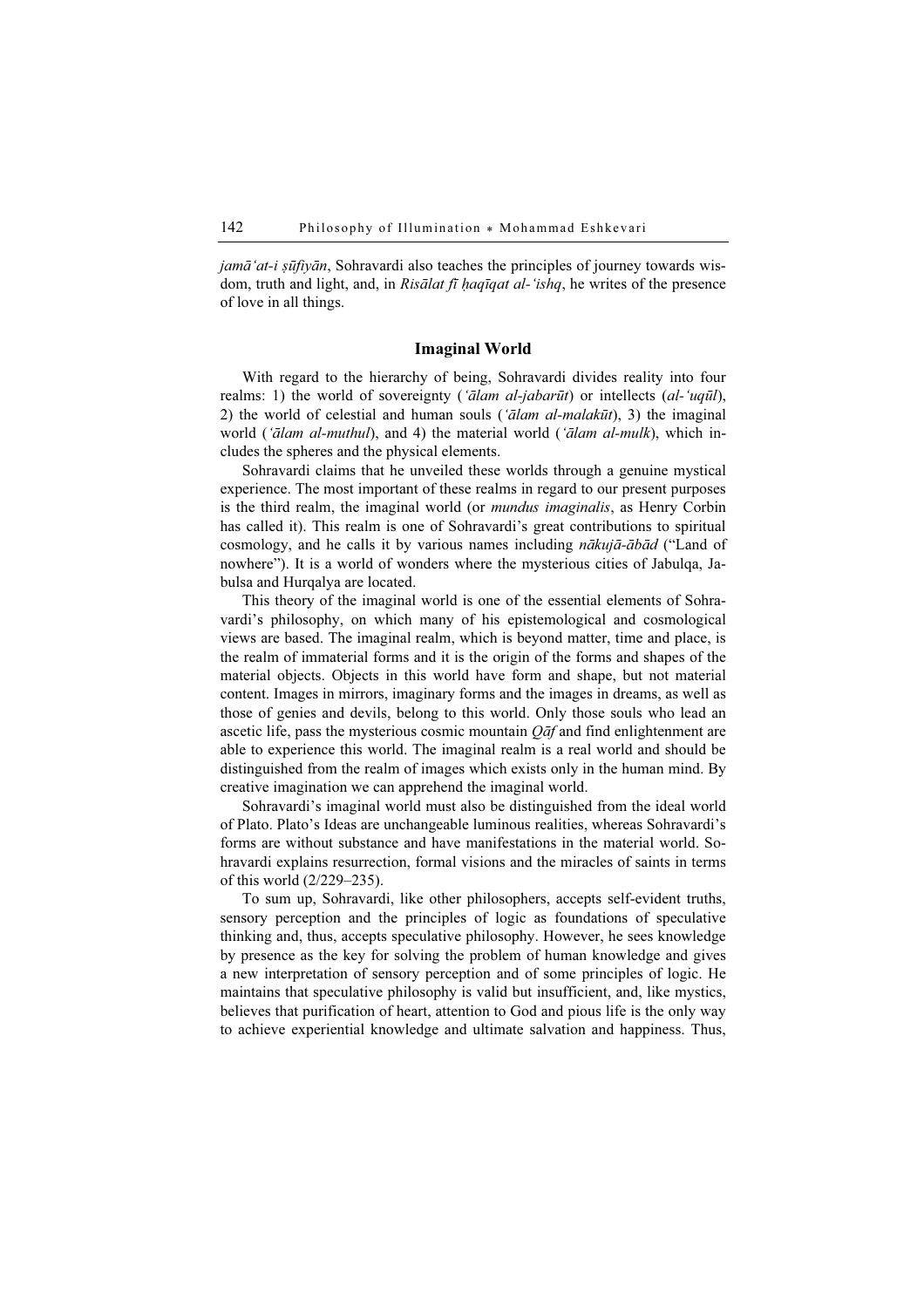*jamā'at-i ṣūfiyān*, Sohravardi also teaches the principles of journey towards wisdom, truth and light, and, in *Risālat fī ḥaqīqat al-'ishq*, he writes of the presence of love in all things.

## Imaginal World

With regard to the hierarchy of being, Sohravardi divides reality into four realms: 1) the world of sovereignty (*'ālam al-jabarūt*) or intellects (*al-'uqūl*), 2) the world of celestial and human souls (*'ālam al-malakūt*), 3) the imaginal world (*'ālam al-muthul*), and 4) the material world (*'ālam al-mulk*), which includes the spheres and the physical elements.

Sohravardi claims that he unveiled these worlds through a genuine mystical experience. The most important of these realms in regard to our present purposes is the third realm, the imaginal world (or *mundus imaginalis*, as Henry Corbin has called it). This realm is one of Sohravardi's great contributions to spiritual cosmology, and he calls it by various names including *nākujā-ābād* ("Land of nowhere"). It is a world of wonders where the mysterious cities of Jabulqa, Jabulsa and Hurqalya are located.

This theory of the imaginal world is one of the essential elements of Sohravardi's philosophy, on which many of his epistemological and cosmological views are based. The imaginal realm, which is beyond matter, time and place, is the realm of immaterial forms and it is the origin of the forms and shapes of the material objects. Objects in this world have form and shape, but not material content. Images in mirrors, imaginary forms and the images in dreams, as well as those of genies and devils, belong to this world. Only those souls who lead an ascetic life, pass the mysterious cosmic mountain *Qāf* and find enlightenment are able to experience this world. The imaginal realm is a real world and should be distinguished from the realm of images which exists only in the human mind. By creative imagination we can apprehend the imaginal world.

Sohravardi's imaginal world must also be distinguished from the ideal world of Plato. Plato's Ideas are unchangeable luminous realities, whereas Sohravardi's forms are without substance and have manifestations in the material world. Sohravardi explains resurrection, formal visions and the miracles of saints in terms of this world (2/229–235).

To sum up, Sohravardi, like other philosophers, accepts self-evident truths, sensory perception and the principles of logic as foundations of speculative thinking and, thus, accepts speculative philosophy. However, he sees knowledge by presence as the key for solving the problem of human knowledge and gives a new interpretation of sensory perception and of some principles of logic. He maintains that speculative philosophy is valid but insufficient, and, like mystics, believes that purification of heart, attention to God and pious life is the only way to achieve experiential knowledge and ultimate salvation and happiness. Thus,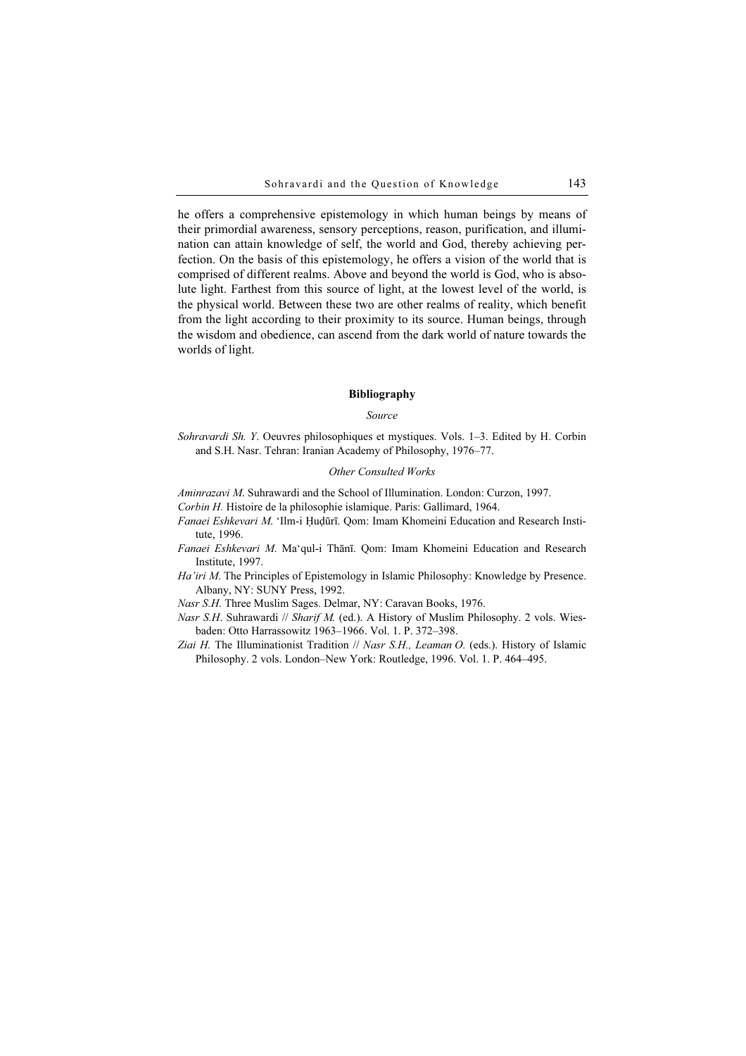he offers a comprehensive epistemology in which human beings by means of their primordial awareness, sensory perceptions, reason, purification, and illumination can attain knowledge of self, the world and God, thereby achieving perfection. On the basis of this epistemology, he offers a vision of the world that is comprised of different realms. Above and beyond the world is God, who is absolute light. Farthest from this source of light, at the lowest level of the world, is the physical world. Between these two are other realms of reality, which benefit from the light according to their proximity to its source. Human beings, through the wisdom and obedience, can ascend from the dark world of nature towards the worlds of light.

## Bibliography

### *Source*

*Sohravardi Sh. Y*. Oeuvres philosophiques et mystiques. Vols. 1–3. Edited by H. Corbin and S.H. Nasr. Tehran: Iranian Academy of Philosophy, 1976–77.

### *Other Consulted Works*

*Aminrazavi M*. Suhrawardi and the School of Illumination. London: Curzon, 1997.

*Corbin H.* Histoire de la philosophie islamique. Paris: Gallimard, 1964.

*Fanaei Eshkevari M.* ʻIlm-i Ḥuḍūrī. Qom: Imam Khomeini Education and Research Institute, 1996.

*Fanaei Eshkevari M.* Maʻqul-i Thānī. Qom: Imam Khomeini Education and Research Institute, 1997.

*Ha'iri M*. The Principles of Epistemology in Islamic Philosophy: Knowledge by Presence. Albany, NY: SUNY Press, 1992.

*Nasr S.H.* Three Muslim Sages. Delmar, NY: Caravan Books, 1976.

*Nasr S.H*. Suhrawardi // *Sharif M.* (ed.). A History of Muslim Philosophy. 2 vols. Wiesbaden: Otto Harrassowitz 1963–1966. Vol. 1. P. 372–398.

*Ziai H.* The Illuminationist Tradition // *Nasr S.H., Leaman O.* (eds.). History of Islamic Philosophy. 2 vols. London–New York: Routledge, 1996. Vol. 1. P. 464–495.